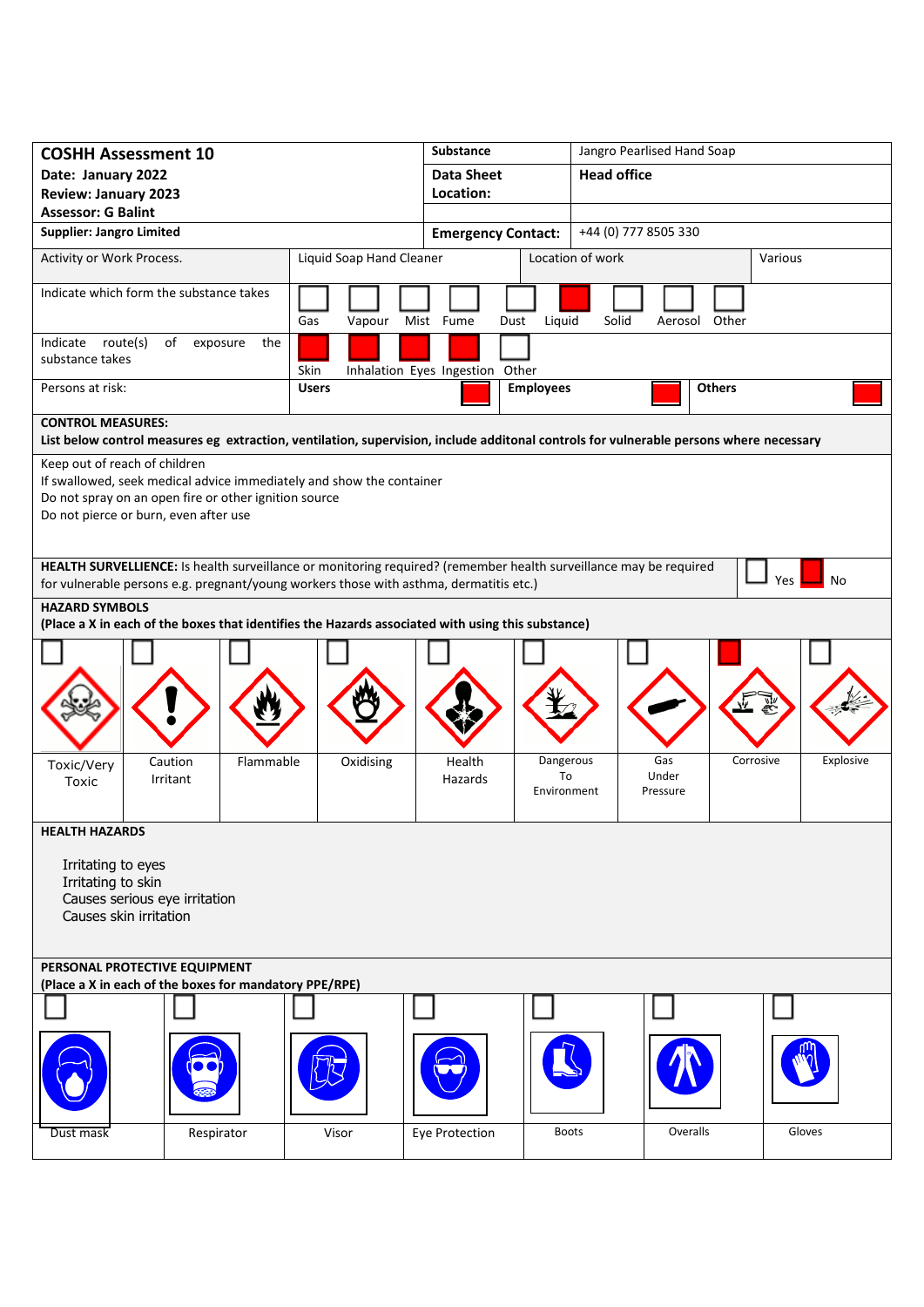| **COSHH Assessment 10** | | **Substance** | Jangro Pearlised Hand Soap |
|---|---|---|---|
| **Date: January 2022** | | **Data Sheet Location:** | **Head office** |
| **Review: January 2023** | | | |
| **Assessor: G Balint** | | | |
| **Supplier: Jangro Limited** | | **Emergency Contact:** | +44 (0) 777 8505 330 |

| Activity or Work Process. | Liquid Soap Hand Cleaner | Location of work | Various |
|---|---|---|---|

| Indicate which form the substance takes | Gas ☐ | Vapour ☐ | Mist ☐ | Fume ☐ | Dust ☐ | Liquid ☒ | Solid ☐ | Aerosol ☐ | Other ☐ |
|---|---|---|---|---|---|---|---|---|---|
| Indicate route(s) of exposure the substance takes | Skin ☒ | Inhalation ☒ | Eyes ☒ | Ingestion ☒ | Other ☐ | | | | |

| Persons at risk: | Users ☒ | Employees ☒ | Others ☒ |
|---|---|---|---|

**CONTROL MEASURES:**
**List below control measures eg extraction, ventilation, supervision, include additonal controls for vulnerable persons where necessary**

Keep out of reach of children
If swallowed, seek medical advice immediately and show the container
Do not spray on an open fire or other ignition source
Do not pierce or burn, even after use

**HEALTH SURVELLIENCE:** Is health surveillance or monitoring required? (remember health surveillance may be required for vulnerable persons e.g. pregnant/young workers those with asthma, dermatitis etc.) Yes ☐ No ☒

**HAZARD SYMBOLS**
**(Place a X in each of the boxes that identifies the Hazards associated with using this substance)**

| Toxic/Very Toxic | Caution Irritant | Flammable | Oxidising | Health Hazards | Dangerous To Environment | Gas Under Pressure | Corrosive | Explosive |
|---|---|---|---|---|---|---|---|---|
| ☐ | ☐ | ☐ | ☐ | ☐ | ☐ | ☐ | ☒ | ☐ |

**HEALTH HAZARDS**

Irritating to eyes
Irritating to skin
Causes serious eye irritation
Causes skin irritation

**PERSONAL PROTECTIVE EQUIPMENT**
**(Place a X in each of the boxes for mandatory PPE/RPE)**

| Dust mask | Respirator | Visor | Eye Protection | Boots | Overalls | Gloves |
|---|---|---|---|---|---|---|
| ☐ | ☐ | ☐ | ☐ | ☐ | ☐ | ☐ |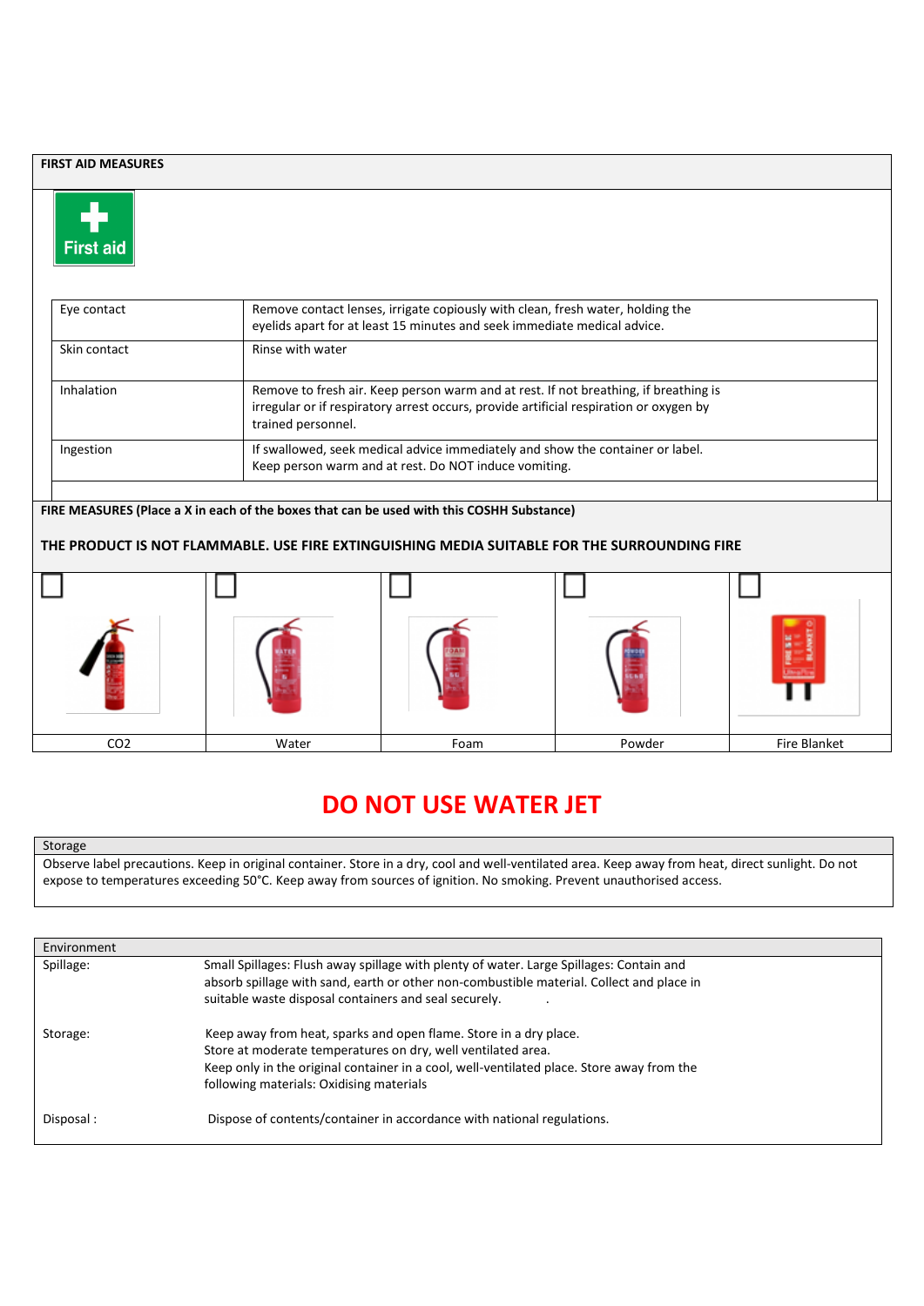## FIRST AID MEASURES

First aid

| | |
|---|---|
| Eye contact | Remove contact lenses, irrigate copiously with clean, fresh water, holding the eyelids apart for at least 15 minutes and seek immediate medical advice. |
| Skin contact | Rinse with water |
| Inhalation | Remove to fresh air. Keep person warm and at rest. If not breathing, if breathing is irregular or if respiratory arrest occurs, provide artificial respiration or oxygen by trained personnel. |
| Ingestion | If swallowed, seek medical advice immediately and show the container or label. Keep person warm and at rest. Do NOT induce vomiting. |

## FIRE MEASURES (Place a X in each of the boxes that can be used with this COSHH Substance)

**THE PRODUCT IS NOT FLAMMABLE. USE FIRE EXTINGUISHING MEDIA SUITABLE FOR THE SURROUNDING FIRE**

| ☐ | ☐ | ☐ | ☐ | ☐ |
|---|---|---|---|---|
| $CO_2$ | Water | Foam | Powder | Fire Blanket |

# DO NOT USE WATER JET

| Storage |
|---|
| Observe label precautions. Keep in original container. Store in a dry, cool and well-ventilated area. Keep away from heat, direct sunlight. Do not expose to temperatures exceeding 50°C. Keep away from sources of ignition. No smoking. Prevent unauthorised access. |

| Environment | |
|---|---|
| Spillage: | Small Spillages: Flush away spillage with plenty of water. Large Spillages: Contain and absorb spillage with sand, earth or other non-combustible material. Collect and place in suitable waste disposal containers and seal securely. |
| Storage: | Keep away from heat, sparks and open flame. Store in a dry place. Store at moderate temperatures on dry, well ventilated area. Keep only in the original container in a cool, well-ventilated place. Store away from the following materials: Oxidising materials |
| Disposal : | Dispose of contents/container in accordance with national regulations. |